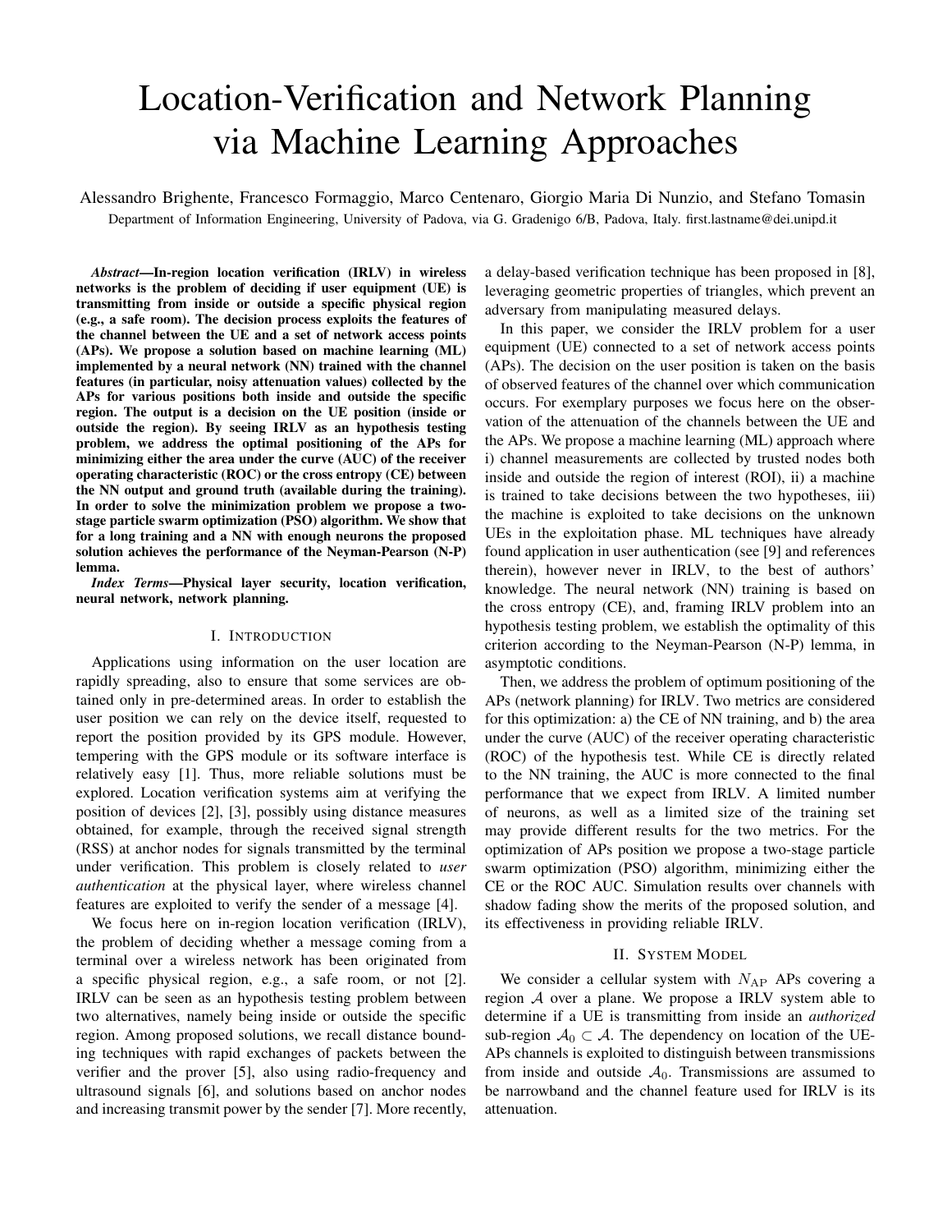# Location-Verification and Network Planning via Machine Learning Approaches

Alessandro Brighente, Francesco Formaggio, Marco Centenaro, Giorgio Maria Di Nunzio, and Stefano Tomasin

Department of Information Engineering, University of Padova, via G. Gradenigo 6/B, Padova, Italy. first.lastname@dei.unipd.it

***Abstract*—In-region location verification (IRLV) in wireless networks is the problem of deciding if user equipment (UE) is transmitting from inside or outside a specific physical region (e.g., a safe room). The decision process exploits the features of the channel between the UE and a set of network access points (APs). We propose a solution based on machine learning (ML) implemented by a neural network (NN) trained with the channel features (in particular, noisy attenuation values) collected by the APs for various positions both inside and outside the specific region. The output is a decision on the UE position (inside or outside the region). By seeing IRLV as an hypothesis testing problem, we address the optimal positioning of the APs for minimizing either the area under the curve (AUC) of the receiver operating characteristic (ROC) or the cross entropy (CE) between the NN output and ground truth (available during the training). In order to solve the minimization problem we propose a two-stage particle swarm optimization (PSO) algorithm. We show that for a long training and a NN with enough neurons the proposed solution achieves the performance of the Neyman-Pearson (N-P) lemma.**

***Index Terms*—Physical layer security, location verification, neural network, network planning.**

## I. Introduction

Applications using information on the user location are rapidly spreading, also to ensure that some services are obtained only in pre-determined areas. In order to establish the user position we can rely on the device itself, requested to report the position provided by its GPS module. However, tempering with the GPS module or its software interface is relatively easy [1]. Thus, more reliable solutions must be explored. Location verification systems aim at verifying the position of devices [2], [3], possibly using distance measures obtained, for example, through the received signal strength (RSS) at anchor nodes for signals transmitted by the terminal under verification. This problem is closely related to *user authentication* at the physical layer, where wireless channel features are exploited to verify the sender of a message [4].

We focus here on in-region location verification (IRLV), the problem of deciding whether a message coming from a terminal over a wireless network has been originated from a specific physical region, e.g., a safe room, or not [2]. IRLV can be seen as an hypothesis testing problem between two alternatives, namely being inside or outside the specific region. Among proposed solutions, we recall distance bounding techniques with rapid exchanges of packets between the verifier and the prover [5], also using radio-frequency and ultrasound signals [6], and solutions based on anchor nodes and increasing transmit power by the sender [7]. More recently, a delay-based verification technique has been proposed in [8], leveraging geometric properties of triangles, which prevent an adversary from manipulating measured delays.

In this paper, we consider the IRLV problem for a user equipment (UE) connected to a set of network access points (APs). The decision on the user position is taken on the basis of observed features of the channel over which communication occurs. For exemplary purposes we focus here on the observation of the attenuation of the channels between the UE and the APs. We propose a machine learning (ML) approach where i) channel measurements are collected by trusted nodes both inside and outside the region of interest (ROI), ii) a machine is trained to take decisions between the two hypotheses, iii) the machine is exploited to take decisions on the unknown UEs in the exploitation phase. ML techniques have already found application in user authentication (see [9] and references therein), however never in IRLV, to the best of authors' knowledge. The neural network (NN) training is based on the cross entropy (CE), and, framing IRLV problem into an hypothesis testing problem, we establish the optimality of this criterion according to the Neyman-Pearson (N-P) lemma, in asymptotic conditions.

Then, we address the problem of optimum positioning of the APs (network planning) for IRLV. Two metrics are considered for this optimization: a) the CE of NN training, and b) the area under the curve (AUC) of the receiver operating characteristic (ROC) of the hypothesis test. While CE is directly related to the NN training, the AUC is more connected to the final performance that we expect from IRLV. A limited number of neurons, as well as a limited size of the training set may provide different results for the two metrics. For the optimization of APs position we propose a two-stage particle swarm optimization (PSO) algorithm, minimizing either the CE or the ROC AUC. Simulation results over channels with shadow fading show the merits of the proposed solution, and its effectiveness in providing reliable IRLV.

## II. System Model

We consider a cellular system with $N_{\rm AP}$ APs covering a region $\mathcal{A}$ over a plane. We propose a IRLV system able to determine if a UE is transmitting from inside an *authorized* sub-region $\mathcal{A}_0 \subset \mathcal{A}$. The dependency on location of the UE-APs channels is exploited to distinguish between transmissions from inside and outside $\mathcal{A}_0$. Transmissions are assumed to be narrowband and the channel feature used for IRLV is its attenuation.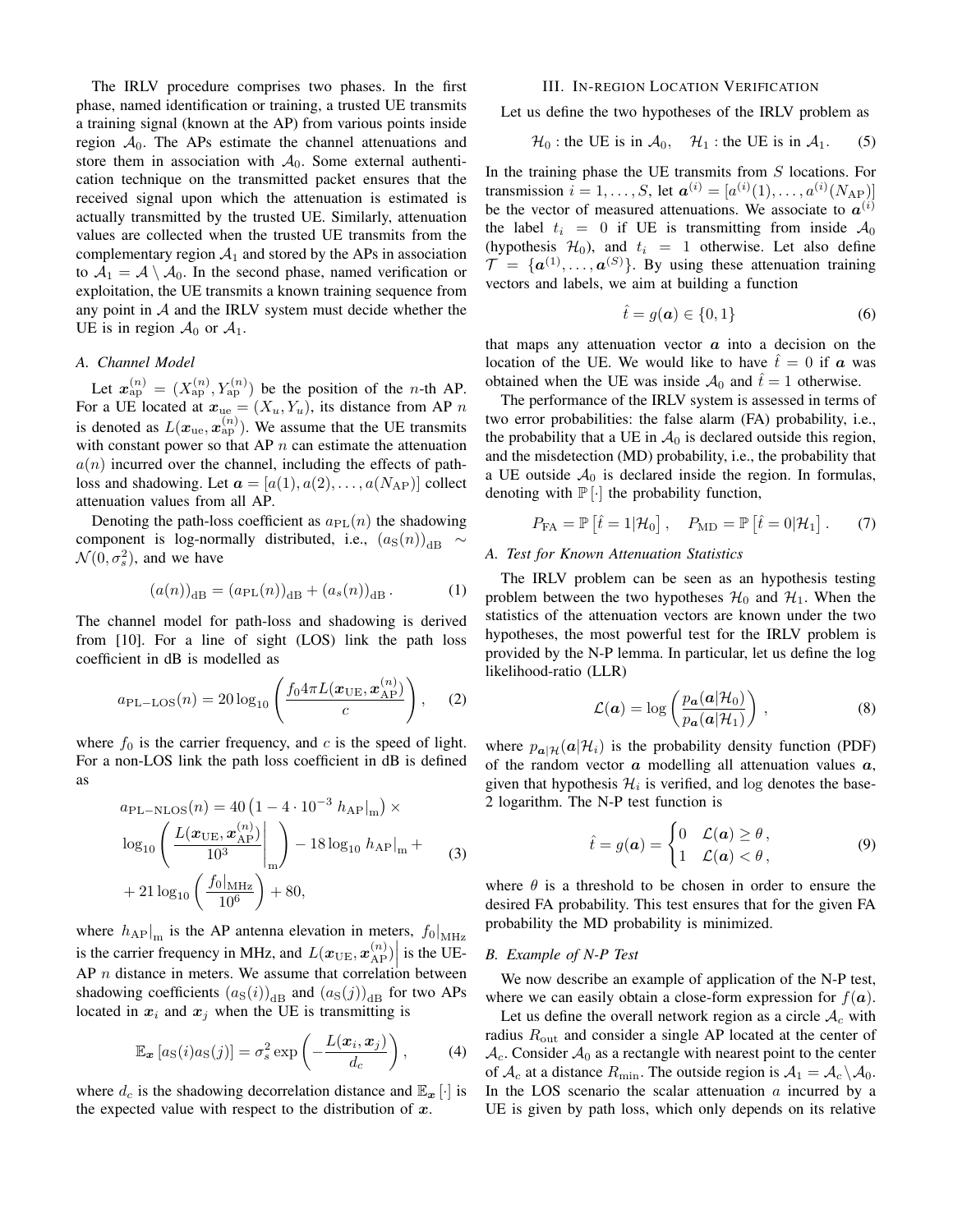The IRLV procedure comprises two phases. In the first phase, named identification or training, a trusted UE transmits a training signal (known at the AP) from various points inside region $\mathcal{A}_0$. The APs estimate the channel attenuations and store them in association with $\mathcal{A}_0$. Some external authentication technique on the transmitted packet ensures that the received signal upon which the attenuation is estimated is actually transmitted by the trusted UE. Similarly, attenuation values are collected when the trusted UE transmits from the complementary region $\mathcal{A}_1$ and stored by the APs in association to $\mathcal{A}_1 = \mathcal{A} \setminus \mathcal{A}_0$. In the second phase, named verification or exploitation, the UE transmits a known training sequence from any point in $\mathcal{A}$ and the IRLV system must decide whether the UE is in region $\mathcal{A}_0$ or $\mathcal{A}_1$.

### *A. Channel Model*

Let $\boldsymbol{x}_{\rm ap}^{(n)} = (X_{\rm ap}^{(n)}, Y_{\rm ap}^{(n)})$ be the position of the $n$-th AP. For a UE located at $\boldsymbol{x}_{\rm ue} = (X_u, Y_u)$, its distance from AP $n$ is denoted as $L(\boldsymbol{x}_{\rm ue}, \boldsymbol{x}_{\rm ap}^{(n)})$. We assume that the UE transmits with constant power so that AP $n$ can estimate the attenuation $a(n)$ incurred over the channel, including the effects of path-loss and shadowing. Let $\boldsymbol{a} = [a(1), a(2), \ldots, a(N_{\rm AP})]$ collect attenuation values from all AP.

Denoting the path-loss coefficient as $a_{\rm PL}(n)$ the shadowing component is log-normally distributed, i.e., $(a_{\rm S}(n))_{\rm dB} \sim \mathcal{N}(0, \sigma_s^2)$, and we have

$$(a(n))_{\rm dB} = (a_{\rm PL}(n))_{\rm dB} + (a_s(n))_{\rm dB}. \tag{1}$$

The channel model for path-loss and shadowing is derived from [10]. For a line of sight (LOS) link the path loss coefficient in dB is modelled as

$$a_{\rm PL-LOS}(n) = 20 \log_{10} \left( \frac{f_0 4\pi L(\boldsymbol{x}_{\rm UE}, \boldsymbol{x}_{\rm AP}^{(n)})}{c} \right), \tag{2}$$

where $f_0$ is the carrier frequency, and $c$ is the speed of light. For a non-LOS link the path loss coefficient in dB is defined as

$$\begin{aligned} a_{\rm PL-NLOS}(n) &= 40 \left(1 - 4 \cdot 10^{-3} \; h_{\rm AP}|_{\rm m}\right) \times \\ \log_{10} &\left( \frac{L(\boldsymbol{x}_{\rm UE}, \boldsymbol{x}_{\rm AP}^{(n)})}{10^3} \bigg|_{\rm m} \right) - 18 \log_{10} h_{\rm AP}|_{\rm m} + \\ &+ 21 \log_{10} \left( \frac{f_0|_{\rm MHz}}{10^6} \right) + 80, \end{aligned} \tag{3}$$

where $h_{\rm AP}|_{\rm m}$ is the AP antenna elevation in meters, $f_0|_{\rm MHz}$ is the carrier frequency in MHz, and $L(\boldsymbol{x}_{\rm UE}, \boldsymbol{x}_{\rm AP}^{(n)})\Big|$ is the UE-AP $n$ distance in meters. We assume that correlation between shadowing coefficients $(a_{\rm S}(i))_{\rm dB}$ and $(a_{\rm S}(j))_{\rm dB}$ for two APs located in $\boldsymbol{x}_i$ and $\boldsymbol{x}_j$ when the UE is transmitting is

$$\mathbb{E}_{\boldsymbol{x}} \left[ a_{\rm S}(i) a_{\rm S}(j) \right] = \sigma_s^2 \exp \left( -\frac{L(\boldsymbol{x}_i, \boldsymbol{x}_j)}{d_c} \right), \tag{4}$$

where $d_c$ is the shadowing decorrelation distance and $\mathbb{E}_{\boldsymbol{x}}[\cdot]$ is the expected value with respect to the distribution of $\boldsymbol{x}$.

## III. In-region Location Verification

Let us define the two hypotheses of the IRLV problem as

$$\mathcal{H}_0 : \text{the UE is in } \mathcal{A}_0, \quad \mathcal{H}_1 : \text{the UE is in } \mathcal{A}_1. \tag{5}$$

In the training phase the UE transmits from $S$ locations. For transmission $i = 1, \ldots, S$, let $\boldsymbol{a}^{(i)} = [a^{(i)}(1), \ldots, a^{(i)}(N_{\rm AP})]$ be the vector of measured attenuations. We associate to $\boldsymbol{a}^{(i)}$ the label $t_i = 0$ if UE is transmitting from inside $\mathcal{A}_0$ (hypothesis $\mathcal{H}_0$), and $t_i = 1$ otherwise. Let also define $\mathcal{T} = \{\boldsymbol{a}^{(1)}, \ldots, \boldsymbol{a}^{(S)}\}$. By using these attenuation training vectors and labels, we aim at building a function

$$\hat{t} = g(\boldsymbol{a}) \in \{0, 1\} \tag{6}$$

that maps any attenuation vector $\boldsymbol{a}$ into a decision on the location of the UE. We would like to have $\hat{t} = 0$ if $\boldsymbol{a}$ was obtained when the UE was inside $\mathcal{A}_0$ and $\hat{t} = 1$ otherwise.

The performance of the IRLV system is assessed in terms of two error probabilities: the false alarm (FA) probability, i.e., the probability that a UE in $\mathcal{A}_0$ is declared outside this region, and the misdetection (MD) probability, i.e., the probability that a UE outside $\mathcal{A}_0$ is declared inside the region. In formulas, denoting with $\mathbb{P}[\cdot]$ the probability function,

$$P_{\rm FA} = \mathbb{P}\left[\hat{t} = 1 | \mathcal{H}_0\right], \quad P_{\rm MD} = \mathbb{P}\left[\hat{t} = 0 | \mathcal{H}_1\right]. \tag{7}$$

### *A. Test for Known Attenuation Statistics*

The IRLV problem can be seen as an hypothesis testing problem between the two hypotheses $\mathcal{H}_0$ and $\mathcal{H}_1$. When the statistics of the attenuation vectors are known under the two hypotheses, the most powerful test for the IRLV problem is provided by the N-P lemma. In particular, let us define the log likelihood-ratio (LLR)

$$\mathcal{L}(\boldsymbol{a}) = \log \left( \frac{p_{\boldsymbol{a}}(\boldsymbol{a}|\mathcal{H}_0)}{p_{\boldsymbol{a}}(\boldsymbol{a}|\mathcal{H}_1)} \right), \tag{8}$$

where $p_{\boldsymbol{a}|\mathcal{H}}(\boldsymbol{a}|\mathcal{H}_i)$ is the probability density function (PDF) of the random vector $\boldsymbol{a}$ modelling all attenuation values $\boldsymbol{a}$, given that hypothesis $\mathcal{H}_i$ is verified, and $\log$ denotes the base-2 logarithm. The N-P test function is

$$\hat{t} = g(\boldsymbol{a}) = \begin{cases} 0 & \mathcal{L}(\boldsymbol{a}) \geq \theta, \\ 1 & \mathcal{L}(\boldsymbol{a}) < \theta, \end{cases} \tag{9}$$

where $\theta$ is a threshold to be chosen in order to ensure the desired FA probability. This test ensures that for the given FA probability the MD probability is minimized.

### *B. Example of N-P Test*

We now describe an example of application of the N-P test, where we can easily obtain a close-form expression for $f(\boldsymbol{a})$.

Let us define the overall network region as a circle $\mathcal{A}_c$ with radius $R_{\rm out}$ and consider a single AP located at the center of $\mathcal{A}_c$. Consider $\mathcal{A}_0$ as a rectangle with nearest point to the center of $\mathcal{A}_c$ at a distance $R_{\rm min}$. The outside region is $\mathcal{A}_1 = \mathcal{A}_c \setminus \mathcal{A}_0$. In the LOS scenario the scalar attenuation $a$ incurred by a UE is given by path loss, which only depends on its relative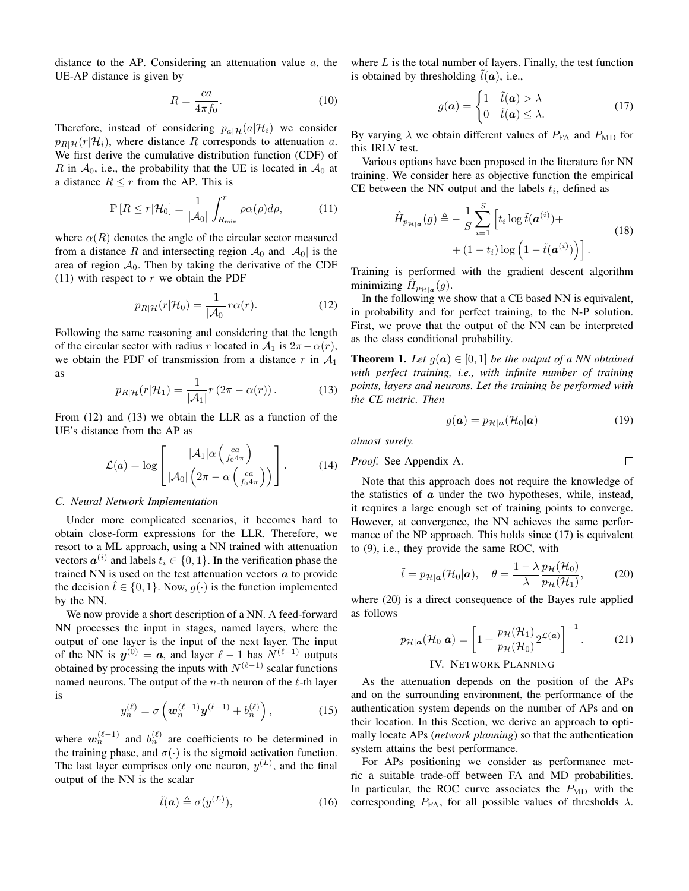distance to the AP. Considering an attenuation value $a$, the UE-AP distance is given by

$$R = \frac{ca}{4\pi f_0}. \tag{10}$$

Therefore, instead of considering $p_{a|\mathcal{H}}(a|\mathcal{H}_i)$ we consider $p_{R|\mathcal{H}}(r|\mathcal{H}_i)$, where distance $R$ corresponds to attenuation $a$. We first derive the cumulative distribution function (CDF) of $R$ in $\mathcal{A}_0$, i.e., the probability that the UE is located in $\mathcal{A}_0$ at a distance $R \leq r$ from the AP. This is

$$\mathbb{P}\left[R \leq r|\mathcal{H}_0\right] = \frac{1}{|\mathcal{A}_0|}\int_{R_{\min}}^{r} \rho\alpha(\rho)d\rho, \tag{11}$$

where $\alpha(R)$ denotes the angle of the circular sector measured from a distance $R$ and intersecting region $\mathcal{A}_0$ and $|\mathcal{A}_0|$ is the area of region $\mathcal{A}_0$. Then by taking the derivative of the CDF (11) with respect to $r$ we obtain the PDF

$$p_{R|\mathcal{H}}(r|\mathcal{H}_0) = \frac{1}{|\mathcal{A}_0|} r\alpha(r). \tag{12}$$

Following the same reasoning and considering that the length of the circular sector with radius $r$ located in $\mathcal{A}_1$ is $2\pi - \alpha(r)$, we obtain the PDF of transmission from a distance $r$ in $\mathcal{A}_1$ as

$$p_{R|\mathcal{H}}(r|\mathcal{H}_1) = \frac{1}{|\mathcal{A}_1|} r\left(2\pi - \alpha(r)\right). \tag{13}$$

From (12) and (13) we obtain the LLR as a function of the UE's distance from the AP as

$$\mathcal{L}(a) = \log\left[\frac{|\mathcal{A}_1|\alpha\left(\frac{ca}{f_0 4\pi}\right)}{|\mathcal{A}_0|\left(2\pi - \alpha\left(\frac{ca}{f_0 4\pi}\right)\right)}\right]. \tag{14}$$

### C. Neural Network Implementation

Under more complicated scenarios, it becomes hard to obtain close-form expressions for the LLR. Therefore, we resort to a ML approach, using a NN trained with attenuation vectors $\boldsymbol{a}^{(i)}$ and labels $t_i \in \{0, 1\}$. In the verification phase the trained NN is used on the test attenuation vectors $\boldsymbol{a}$ to provide the decision $\hat{t} \in \{0, 1\}$. Now, $g(\cdot)$ is the function implemented by the NN.

We now provide a short description of a NN. A feed-forward NN processes the input in stages, named layers, where the output of one layer is the input of the next layer. The input of the NN is $\boldsymbol{y}^{(0)} = \boldsymbol{a}$, and layer $\ell - 1$ has $N^{(\ell-1)}$ outputs obtained by processing the inputs with $N^{(\ell-1)}$ scalar functions named neurons. The output of the $n$-th neuron of the $\ell$-th layer is

$$y_n^{(\ell)} = \sigma\left(\boldsymbol{w}_n^{(\ell-1)}\boldsymbol{y}^{(\ell-1)} + b_n^{(\ell)}\right), \tag{15}$$

where $\boldsymbol{w}_n^{(\ell-1)}$ and $b_n^{(\ell)}$ are coefficients to be determined in the training phase, and $\sigma(\cdot)$ is the sigmoid activation function. The last layer comprises only one neuron, $y^{(L)}$, and the final output of the NN is the scalar

$$\tilde{t}(\boldsymbol{a}) \triangleq \sigma(y^{(L)}), \tag{16}$$

where $L$ is the total number of layers. Finally, the test function is obtained by thresholding $\tilde{t}(\boldsymbol{a})$, i.e.,

$$g(\boldsymbol{a}) = \begin{cases} 1 & \tilde{t}(\boldsymbol{a}) > \lambda \\ 0 & \tilde{t}(\boldsymbol{a}) \leq \lambda. \end{cases} \tag{17}$$

By varying $\lambda$ we obtain different values of $P_{\text{FA}}$ and $P_{\text{MD}}$ for this IRLV test.

Various options have been proposed in the literature for NN training. We consider here as objective function the empirical CE between the NN output and the labels $t_i$, defined as

$$\hat{H}_{p_{\mathcal{H}|\boldsymbol{a}}}(g) \triangleq -\frac{1}{S}\sum_{i=1}^{S}\Big[t_i \log \tilde{t}(\boldsymbol{a}^{(i)}) + + (1 - t_i)\log\left(1 - \tilde{t}(\boldsymbol{a}^{(i)})\right)\Big]. \tag{18}$$

Training is performed with the gradient descent algorithm minimizing $\hat{H}_{p_{\mathcal{H}|\boldsymbol{a}}}(g)$.

In the following we show that a CE based NN is equivalent, in probability and for perfect training, to the N-P solution. First, we prove that the output of the NN can be interpreted as the class conditional probability.

**Theorem 1.** *Let $g(\boldsymbol{a}) \in [0, 1]$ be the output of a NN obtained with perfect training, i.e., with infinite number of training points, layers and neurons. Let the training be performed with the CE metric. Then*

$$g(\boldsymbol{a}) = p_{\mathcal{H}|\boldsymbol{a}}(\mathcal{H}_0|\boldsymbol{a}) \tag{19}$$

*almost surely.*

*Proof.* See Appendix A. □

Note that this approach does not require the knowledge of the statistics of $\boldsymbol{a}$ under the two hypotheses, while, instead, it requires a large enough set of training points to converge. However, at convergence, the NN achieves the same performance of the NP approach. This holds since (17) is equivalent to (9), i.e., they provide the same ROC, with

$$\tilde{t} = p_{\mathcal{H}|\boldsymbol{a}}(\mathcal{H}_0|\boldsymbol{a}), \quad \theta = \frac{1-\lambda}{\lambda}\frac{p_{\mathcal{H}}(\mathcal{H}_0)}{p_{\mathcal{H}}(\mathcal{H}_1)}, \tag{20}$$

where (20) is a direct consequence of the Bayes rule applied as follows

$$p_{\mathcal{H}|\boldsymbol{a}}(\mathcal{H}_0|\boldsymbol{a}) = \left[1 + \frac{p_{\mathcal{H}}(\mathcal{H}_1)}{p_{\mathcal{H}}(\mathcal{H}_0)} 2^{\mathcal{L}(\boldsymbol{a})}\right]^{-1}. \tag{21}$$

## IV. Network Planning

As the attenuation depends on the position of the APs and on the surrounding environment, the performance of the authentication system depends on the number of APs and on their location. In this Section, we derive an approach to optimally locate APs (*network planning*) so that the authentication system attains the best performance.

For APs positioning we consider as performance metric a suitable trade-off between FA and MD probabilities. In particular, the ROC curve associates the $P_{\text{MD}}$ with the corresponding $P_{\text{FA}}$, for all possible values of thresholds $\lambda$.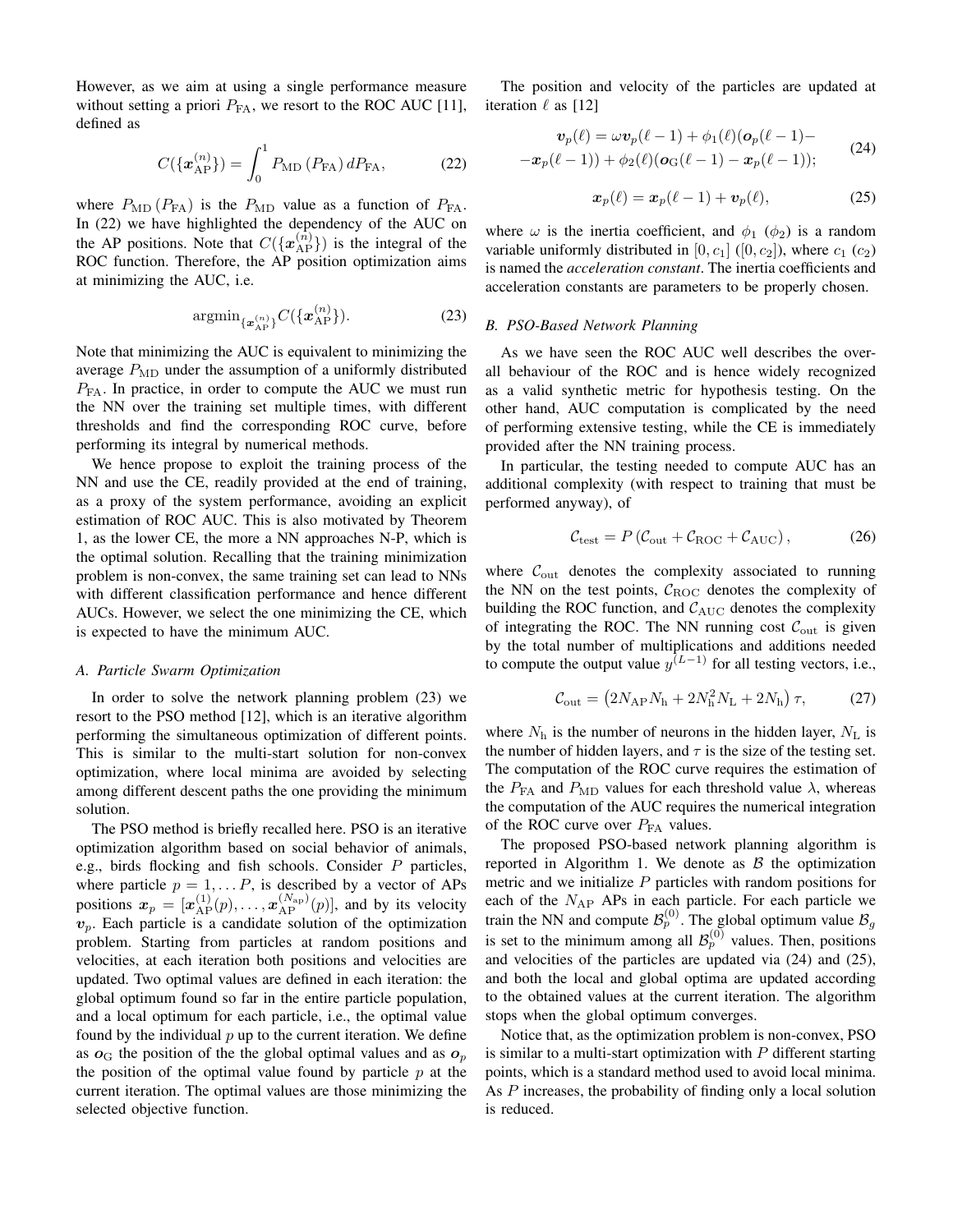However, as we aim at using a single performance measure without setting a priori $P_{\rm FA}$, we resort to the ROC AUC [11], defined as

$$C(\{\boldsymbol{x}_{\rm AP}^{(n)}\}) = \int_0^1 P_{\rm MD}\left(P_{\rm FA}\right) dP_{\rm FA}, \tag{22}$$

where $P_{\rm MD}\left(P_{\rm FA}\right)$ is the $P_{\rm MD}$ value as a function of $P_{\rm FA}$. In (22) we have highlighted the dependency of the AUC on the AP positions. Note that $C(\{\boldsymbol{x}_{\rm AP}^{(n)}\})$ is the integral of the ROC function. Therefore, the AP position optimization aims at minimizing the AUC, i.e.

$$\text{argmin}_{\{\boldsymbol{x}_{\rm AP}^{(n)}\}} C(\{\boldsymbol{x}_{\rm AP}^{(n)}\}). \tag{23}$$

Note that minimizing the AUC is equivalent to minimizing the average $P_{\rm MD}$ under the assumption of a uniformly distributed $P_{\rm FA}$. In practice, in order to compute the AUC we must run the NN over the training set multiple times, with different thresholds and find the corresponding ROC curve, before performing its integral by numerical methods.

We hence propose to exploit the training process of the NN and use the CE, readily provided at the end of training, as a proxy of the system performance, avoiding an explicit estimation of ROC AUC. This is also motivated by Theorem 1, as the lower CE, the more a NN approaches N-P, which is the optimal solution. Recalling that the training minimization problem is non-convex, the same training set can lead to NNs with different classification performance and hence different AUCs. However, we select the one minimizing the CE, which is expected to have the minimum AUC.

### A. Particle Swarm Optimization

In order to solve the network planning problem (23) we resort to the PSO method [12], which is an iterative algorithm performing the simultaneous optimization of different points. This is similar to the multi-start solution for non-convex optimization, where local minima are avoided by selecting among different descent paths the one providing the minimum solution.

The PSO method is briefly recalled here. PSO is an iterative optimization algorithm based on social behavior of animals, e.g., birds flocking and fish schools. Consider $P$ particles, where particle $p = 1, \ldots P$, is described by a vector of APs positions $\boldsymbol{x}_p = [\boldsymbol{x}_{\rm AP}^{(1)}(p), \ldots, \boldsymbol{x}_{\rm AP}^{(N_{\rm ap})}(p)]$, and by its velocity $\boldsymbol{v}_p$. Each particle is a candidate solution of the optimization problem. Starting from particles at random positions and velocities, at each iteration both positions and velocities are updated. Two optimal values are defined in each iteration: the global optimum found so far in the entire particle population, and a local optimum for each particle, i.e., the optimal value found by the individual $p$ up to the current iteration. We define as $\boldsymbol{o}_{\rm G}$ the position of the the global optimal values and as $\boldsymbol{o}_p$ the position of the optimal value found by particle $p$ at the current iteration. The optimal values are those minimizing the selected objective function.

The position and velocity of the particles are updated at iteration $\ell$ as [12]

$$\begin{aligned} \boldsymbol{v}_p(\ell) = \omega \boldsymbol{v}_p(\ell-1) + \phi_1(\ell)(\boldsymbol{o}_p(\ell-1) - \\ -\boldsymbol{x}_p(\ell-1)) + \phi_2(\ell)(\boldsymbol{o}_{\rm G}(\ell-1) - \boldsymbol{x}_p(\ell-1)); \end{aligned} \tag{24}$$

$$\boldsymbol{x}_p(\ell) = \boldsymbol{x}_p(\ell-1) + \boldsymbol{v}_p(\ell), \tag{25}$$

where $\omega$ is the inertia coefficient, and $\phi_1$ ($\phi_2$) is a random variable uniformly distributed in $[0, c_1]$ ($[0, c_2]$), where $c_1$ ($c_2$) is named the *acceleration constant*. The inertia coefficients and acceleration constants are parameters to be properly chosen.

### B. PSO-Based Network Planning

As we have seen the ROC AUC well describes the overall behaviour of the ROC and is hence widely recognized as a valid synthetic metric for hypothesis testing. On the other hand, AUC computation is complicated by the need of performing extensive testing, while the CE is immediately provided after the NN training process.

In particular, the testing needed to compute AUC has an additional complexity (with respect to training that must be performed anyway), of

$$\mathcal{C}_{\rm test} = P\left(\mathcal{C}_{\rm out} + \mathcal{C}_{\rm ROC} + \mathcal{C}_{\rm AUC}\right), \tag{26}$$

where $\mathcal{C}_{\rm out}$ denotes the complexity associated to running the NN on the test points, $\mathcal{C}_{\rm ROC}$ denotes the complexity of building the ROC function, and $\mathcal{C}_{\rm AUC}$ denotes the complexity of integrating the ROC. The NN running cost $\mathcal{C}_{\rm out}$ is given by the total number of multiplications and additions needed to compute the output value $y^{(L-1)}$ for all testing vectors, i.e.,

$$\mathcal{C}_{\rm out} = \left(2N_{\rm AP}N_{\rm h} + 2N_{\rm h}^2 N_{\rm L} + 2N_{\rm h}\right)\tau, \tag{27}$$

where $N_{\rm h}$ is the number of neurons in the hidden layer, $N_{\rm L}$ is the number of hidden layers, and $\tau$ is the size of the testing set. The computation of the ROC curve requires the estimation of the $P_{\rm FA}$ and $P_{\rm MD}$ values for each threshold value $\lambda$, whereas the computation of the AUC requires the numerical integration of the ROC curve over $P_{\rm FA}$ values.

The proposed PSO-based network planning algorithm is reported in Algorithm 1. We denote as $\mathcal{B}$ the optimization metric and we initialize $P$ particles with random positions for each of the $N_{\rm AP}$ APs in each particle. For each particle we train the NN and compute $\mathcal{B}_p^{(0)}$. The global optimum value $\mathcal{B}_g$ is set to the minimum among all $\mathcal{B}_p^{(0)}$ values. Then, positions and velocities of the particles are updated via (24) and (25), and both the local and global optima are updated according to the obtained values at the current iteration. The algorithm stops when the global optimum converges.

Notice that, as the optimization problem is non-convex, PSO is similar to a multi-start optimization with $P$ different starting points, which is a standard method used to avoid local minima. As $P$ increases, the probability of finding only a local solution is reduced.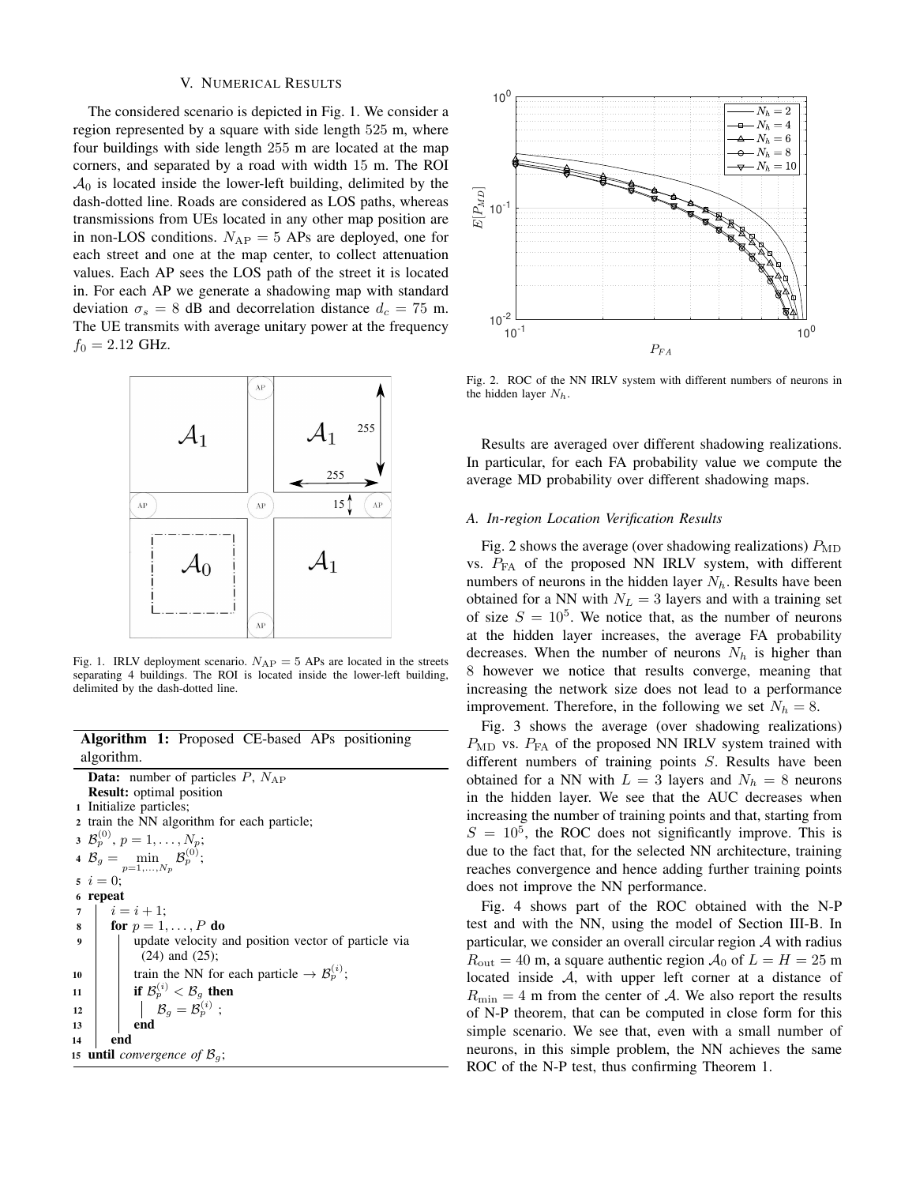## V. Numerical Results

The considered scenario is depicted in Fig. 1. We consider a region represented by a square with side length 525 m, where four buildings with side length 255 m are located at the map corners, and separated by a road with width 15 m. The ROI $\mathcal{A}_0$ is located inside the lower-left building, delimited by the dash-dotted line. Roads are considered as LOS paths, whereas transmissions from UEs located in any other map position are in non-LOS conditions. $N_{\rm AP} = 5$ APs are deployed, one for each street and one at the map center, to collect attenuation values. Each AP sees the LOS path of the street it is located in. For each AP we generate a shadowing map with standard deviation $\sigma_s = 8$ dB and decorrelation distance $d_c = 75$ m. The UE transmits with average unitary power at the frequency $f_0 = 2.12$ GHz.

Fig. 1. IRLV deployment scenario. $N_{\rm AP} = 5$ APs are located in the streets separating 4 buildings. The ROI is located inside the lower-left building, delimited by the dash-dotted line.

**Algorithm 1:** Proposed CE-based APs positioning algorithm.

**Data:** number of particles $P$, $N_{\rm AP}$
**Result:** optimal position
1. Initialize particles;
2. train the NN algorithm for each particle;
3. $\mathcal{B}_p^{(0)}$, $p = 1, \ldots, N_p$;
4. $\mathcal{B}_g = \min\limits_{p=1,\ldots,N_p} \mathcal{B}_p^{(0)}$;
5. $i = 0$;
6. **repeat**
7. &nbsp;&nbsp;&nbsp;&nbsp;$i = i + 1$;
8. &nbsp;&nbsp;&nbsp;&nbsp;**for** $p = 1, \ldots, P$ **do**
9. &nbsp;&nbsp;&nbsp;&nbsp;&nbsp;&nbsp;&nbsp;&nbsp;update velocity and position vector of particle via (24) and (25);
10. &nbsp;&nbsp;&nbsp;&nbsp;&nbsp;&nbsp;&nbsp;&nbsp;train the NN for each particle $\rightarrow \mathcal{B}_p^{(i)}$;
11. &nbsp;&nbsp;&nbsp;&nbsp;&nbsp;&nbsp;&nbsp;&nbsp;**if** $\mathcal{B}_p^{(i)} < \mathcal{B}_g$ **then**
12. &nbsp;&nbsp;&nbsp;&nbsp;&nbsp;&nbsp;&nbsp;&nbsp;&nbsp;&nbsp;&nbsp;&nbsp;$\mathcal{B}_g = \mathcal{B}_p^{(i)}$ ;
13. &nbsp;&nbsp;&nbsp;&nbsp;&nbsp;&nbsp;&nbsp;&nbsp;**end**
14. &nbsp;&nbsp;&nbsp;&nbsp;**end**
15. **until** *convergence of* $\mathcal{B}_g$;

Fig. 2. ROC of the NN IRLV system with different numbers of neurons in the hidden layer $N_h$.

Results are averaged over different shadowing realizations. In particular, for each FA probability value we compute the average MD probability over different shadowing maps.

### A. In-region Location Verification Results

Fig. 2 shows the average (over shadowing realizations) $P_{\rm MD}$ vs. $P_{\rm FA}$ of the proposed NN IRLV system, with different numbers of neurons in the hidden layer $N_h$. Results have been obtained for a NN with $N_L = 3$ layers and with a training set of size $S = 10^5$. We notice that, as the number of neurons at the hidden layer increases, the average FA probability decreases. When the number of neurons $N_h$ is higher than 8 however we notice that results converge, meaning that increasing the network size does not lead to a performance improvement. Therefore, in the following we set $N_h = 8$.

Fig. 3 shows the average (over shadowing realizations) $P_{\rm MD}$ vs. $P_{\rm FA}$ of the proposed NN IRLV system trained with different numbers of training points $S$. Results have been obtained for a NN with $L = 3$ layers and $N_h = 8$ neurons in the hidden layer. We see that the AUC decreases when increasing the number of training points and that, starting from $S = 10^5$, the ROC does not significantly improve. This is due to the fact that, for the selected NN architecture, training reaches convergence and hence adding further training points does not improve the NN performance.

Fig. 4 shows part of the ROC obtained with the N-P test and with the NN, using the model of Section III-B. In particular, we consider an overall circular region $\mathcal{A}$ with radius $R_{\rm out} = 40$ m, a square authentic region $\mathcal{A}_0$ of $L = H = 25$ m located inside $\mathcal{A}$, with upper left corner at a distance of $R_{\rm min} = 4$ m from the center of $\mathcal{A}$. We also report the results of N-P theorem, that can be computed in close form for this simple scenario. We see that, even with a small number of neurons, in this simple problem, the NN achieves the same ROC of the N-P test, thus confirming Theorem 1.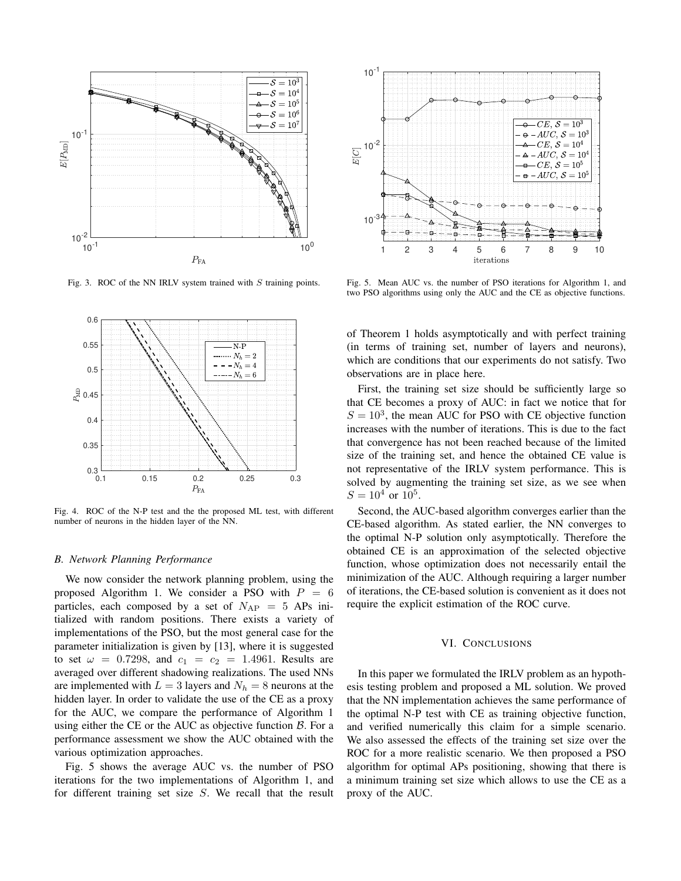Fig. 3. ROC of the NN IRLV system trained with $S$ training points.

Fig. 4. ROC of the N-P test and the the proposed ML test, with different number of neurons in the hidden layer of the NN.

### B. Network Planning Performance

We now consider the network planning problem, using the proposed Algorithm 1. We consider a PSO with $P = 6$ particles, each composed by a set of $N_{\rm AP} = 5$ APs initialized with random positions. There exists a variety of implementations of the PSO, but the most general case for the parameter initialization is given by [13], where it is suggested to set $\omega = 0.7298$, and $c_1 = c_2 = 1.4961$. Results are averaged over different shadowing realizations. The used NNs are implemented with $L = 3$ layers and $N_h = 8$ neurons at the hidden layer. In order to validate the use of the CE as a proxy for the AUC, we compare the performance of Algorithm 1 using either the CE or the AUC as objective function $\mathcal{B}$. For a performance assessment we show the AUC obtained with the various optimization approaches.

Fig. 5 shows the average AUC vs. the number of PSO iterations for the two implementations of Algorithm 1, and for different training set size $S$. We recall that the result

Fig. 5. Mean AUC vs. the number of PSO iterations for Algorithm 1, and two PSO algorithms using only the AUC and the CE as objective functions.

of Theorem 1 holds asymptotically and with perfect training (in terms of training set, number of layers and neurons), which are conditions that our experiments do not satisfy. Two observations are in place here.

First, the training set size should be sufficiently large so that CE becomes a proxy of AUC: in fact we notice that for $S = 10^3$, the mean AUC for PSO with CE objective function increases with the number of iterations. This is due to the fact that convergence has not been reached because of the limited size of the training set, and hence the obtained CE value is not representative of the IRLV system performance. This is solved by augmenting the training set size, as we see when $S = 10^4$ or $10^5$.

Second, the AUC-based algorithm converges earlier than the CE-based algorithm. As stated earlier, the NN converges to the optimal N-P solution only asymptotically. Therefore the obtained CE is an approximation of the selected objective function, whose optimization does not necessarily entail the minimization of the AUC. Although requiring a larger number of iterations, the CE-based solution is convenient as it does not require the explicit estimation of the ROC curve.

## VI. Conclusions

In this paper we formulated the IRLV problem as an hypothesis testing problem and proposed a ML solution. We proved that the NN implementation achieves the same performance of the optimal N-P test with CE as training objective function, and verified numerically this claim for a simple scenario. We also assessed the effects of the training set size over the ROC for a more realistic scenario. We then proposed a PSO algorithm for optimal APs positioning, showing that there is a minimum training set size which allows to use the CE as a proxy of the AUC.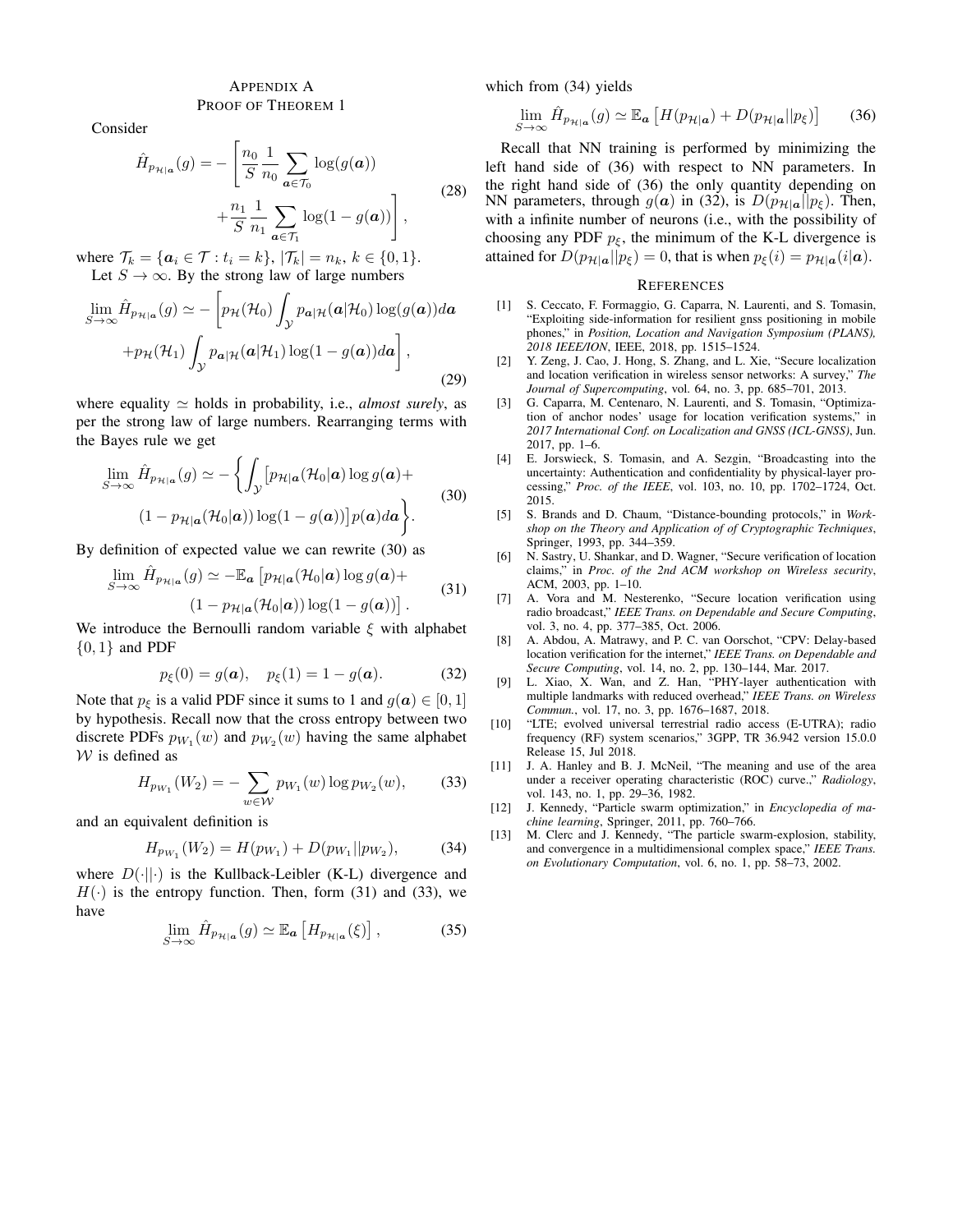## Appendix A
## Proof of Theorem 1

Consider

$$
\begin{aligned}
\hat{H}_{p_{\mathcal{H}|\boldsymbol{a}}}(g) = - \Bigg[ & \frac{n_0}{S} \frac{1}{n_0} \sum_{\boldsymbol{a} \in \mathcal{T}_0} \log(g(\boldsymbol{a})) \\
& + \frac{n_1}{S} \frac{1}{n_1} \sum_{\boldsymbol{a} \in \mathcal{T}_1} \log(1 - g(\boldsymbol{a})) \Bigg],
\end{aligned}
\tag{28}
$$

where $\mathcal{T}_k = \{\boldsymbol{a}_i \in \mathcal{T} : t_i = k\}$, $|\mathcal{T}_k| = n_k$, $k \in \{0, 1\}$.

Let $S \to \infty$. By the strong law of large numbers

$$
\begin{aligned}
\lim_{S \to \infty} \hat{H}_{p_{\mathcal{H}|\boldsymbol{a}}}(g) \simeq - \Bigg[ & p_{\mathcal{H}}(\mathcal{H}_0) \int_{\mathcal{Y}} p_{\boldsymbol{a}|\mathcal{H}}(\boldsymbol{a}|\mathcal{H}_0) \log(g(\boldsymbol{a})) d\boldsymbol{a} \\
& + p_{\mathcal{H}}(\mathcal{H}_1) \int_{\mathcal{Y}} p_{\boldsymbol{a}|\mathcal{H}}(\boldsymbol{a}|\mathcal{H}_1) \log(1 - g(\boldsymbol{a})) d\boldsymbol{a} \Bigg],
\end{aligned}
\tag{29}
$$

where equality $\simeq$ holds in probability, i.e., *almost surely*, as per the strong law of large numbers. Rearranging terms with the Bayes rule we get

$$
\begin{aligned}
\lim_{S \to \infty} \hat{H}_{p_{\mathcal{H}|\boldsymbol{a}}}(g) \simeq - \Bigg\{ \int_{\mathcal{Y}} \big[ & p_{\mathcal{H}|\boldsymbol{a}}(\mathcal{H}_0|\boldsymbol{a}) \log g(\boldsymbol{a}) + \\
& (1 - p_{\mathcal{H}|\boldsymbol{a}}(\mathcal{H}_0|\boldsymbol{a})) \log(1 - g(\boldsymbol{a})) \big] p(\boldsymbol{a}) d\boldsymbol{a} \Bigg\}.
\end{aligned}
\tag{30}
$$

By definition of expected value we can rewrite (30) as

$$
\begin{aligned}
\lim_{S \to \infty} \hat{H}_{p_{\mathcal{H}|\boldsymbol{a}}}(g) \simeq -\mathbb{E}_{\boldsymbol{a}} \big[ & p_{\mathcal{H}|\boldsymbol{a}}(\mathcal{H}_0|\boldsymbol{a}) \log g(\boldsymbol{a}) + \\
& (1 - p_{\mathcal{H}|\boldsymbol{a}}(\mathcal{H}_0|\boldsymbol{a})) \log(1 - g(\boldsymbol{a})) \big].
\end{aligned}
\tag{31}
$$

We introduce the Bernoulli random variable $\xi$ with alphabet $\{0, 1\}$ and PDF

$$
p_\xi(0) = g(\boldsymbol{a}), \quad p_\xi(1) = 1 - g(\boldsymbol{a}). \tag{32}
$$

Note that $p_\xi$ is a valid PDF since it sums to 1 and $g(\boldsymbol{a}) \in [0, 1]$ by hypothesis. Recall now that the cross entropy between two discrete PDFs $p_{W_1}(w)$ and $p_{W_2}(w)$ having the same alphabet $\mathcal{W}$ is defined as

$$
H_{p_{W_1}}(W_2) = - \sum_{w \in \mathcal{W}} p_{W_1}(w) \log p_{W_2}(w), \tag{33}
$$

and an equivalent definition is

$$
H_{p_{W_1}}(W_2) = H(p_{W_1}) + D(p_{W_1} || p_{W_2}), \tag{34}
$$

where $D(\cdot||\cdot)$ is the Kullback-Leibler (K-L) divergence and $H(\cdot)$ is the entropy function. Then, form (31) and (33), we have

$$
\lim_{S \to \infty} \hat{H}_{p_{\mathcal{H}|\boldsymbol{a}}}(g) \simeq \mathbb{E}_{\boldsymbol{a}} \left[ H_{p_{\mathcal{H}|\boldsymbol{a}}}(\xi) \right], \tag{35}
$$

which from (34) yields

$$
\lim_{S \to \infty} \hat{H}_{p_{\mathcal{H}|\boldsymbol{a}}}(g) \simeq \mathbb{E}_{\boldsymbol{a}} \left[ H(p_{\mathcal{H}|\boldsymbol{a}}) + D(p_{\mathcal{H}|\boldsymbol{a}} || p_\xi) \right] \tag{36}
$$

Recall that NN training is performed by minimizing the left hand side of (36) with respect to NN parameters. In the right hand side of (36) the only quantity depending on NN parameters, through $g(\boldsymbol{a})$ in (32), is $D(p_{\mathcal{H}|\boldsymbol{a}}||p_\xi)$. Then, with a infinite number of neurons (i.e., with the possibility of choosing any PDF $p_\xi$, the minimum of the K-L divergence is attained for $D(p_{\mathcal{H}|\boldsymbol{a}}||p_\xi) = 0$, that is when $p_\xi(i) = p_{\mathcal{H}|\boldsymbol{a}}(i|\boldsymbol{a})$.

## References

[1] S. Ceccato, F. Formaggio, G. Caparra, N. Laurenti, and S. Tomasin, "Exploiting side-information for resilient gnss positioning in mobile phones," in *Position, Location and Navigation Symposium (PLANS), 2018 IEEE/ION*, IEEE, 2018, pp. 1515–1524.

[2] Y. Zeng, J. Cao, J. Hong, S. Zhang, and L. Xie, "Secure localization and location verification in wireless sensor networks: A survey," *The Journal of Supercomputing*, vol. 64, no. 3, pp. 685–701, 2013.

[3] G. Caparra, M. Centenaro, N. Laurenti, and S. Tomasin, "Optimization of anchor nodes' usage for location verification systems," in *2017 International Conf. on Localization and GNSS (ICL-GNSS)*, Jun. 2017, pp. 1–6.

[4] E. Jorswieck, S. Tomasin, and A. Sezgin, "Broadcasting into the uncertainty: Authentication and confidentiality by physical-layer processing," *Proc. of the IEEE*, vol. 103, no. 10, pp. 1702–1724, Oct. 2015.

[5] S. Brands and D. Chaum, "Distance-bounding protocols," in *Workshop on the Theory and Application of of Cryptographic Techniques*, Springer, 1993, pp. 344–359.

[6] N. Sastry, U. Shankar, and D. Wagner, "Secure verification of location claims," in *Proc. of the 2nd ACM workshop on Wireless security*, ACM, 2003, pp. 1–10.

[7] A. Vora and M. Nesterenko, "Secure location verification using radio broadcast," *IEEE Trans. on Dependable and Secure Computing*, vol. 3, no. 4, pp. 377–385, Oct. 2006.

[8] A. Abdou, A. Matrawy, and P. C. van Oorschot, "CPV: Delay-based location verification for the internet," *IEEE Trans. on Dependable and Secure Computing*, vol. 14, no. 2, pp. 130–144, Mar. 2017.

[9] L. Xiao, X. Wan, and Z. Han, "PHY-layer authentication with multiple landmarks with reduced overhead," *IEEE Trans. on Wireless Commun.*, vol. 17, no. 3, pp. 1676–1687, 2018.

[10] "LTE; evolved universal terrestrial radio access (E-UTRA); radio frequency (RF) system scenarios," 3GPP, TR 36.942 version 15.0.0 Release 15, Jul 2018.

[11] J. A. Hanley and B. J. McNeil, "The meaning and use of the area under a receiver operating characteristic (ROC) curve.," *Radiology*, vol. 143, no. 1, pp. 29–36, 1982.

[12] J. Kennedy, "Particle swarm optimization," in *Encyclopedia of machine learning*, Springer, 2011, pp. 760–766.

[13] M. Clerc and J. Kennedy, "The particle swarm-explosion, stability, and convergence in a multidimensional complex space," *IEEE Trans. on Evolutionary Computation*, vol. 6, no. 1, pp. 58–73, 2002.